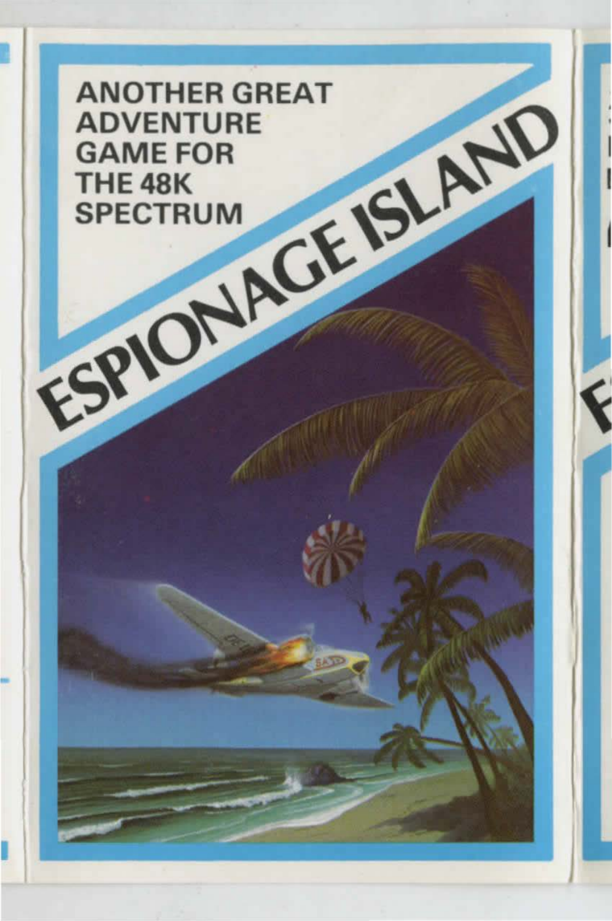ANOTHER GREAT ADVENTURE GAME FOR THE 48K SPECTRUM

# ESPIONAGE ISLAND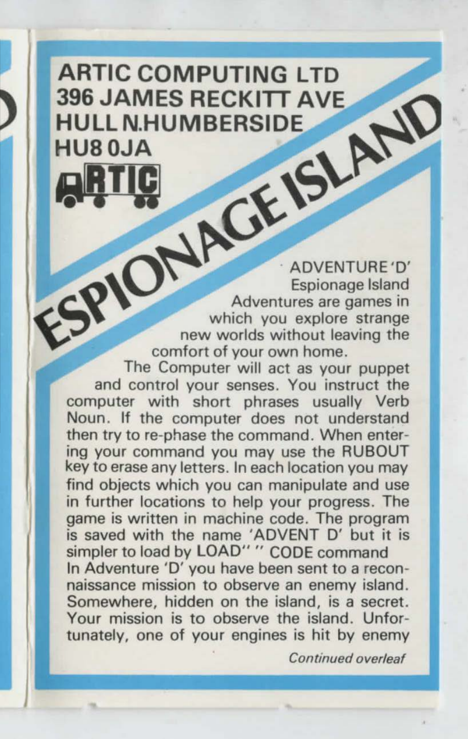**ARTIC COMPUTING LTD**
**396 JAMES RECKITT AVE**
**HULL N.HUMBERSIDE**
**HU8 0JA**

ARTIC

# ESPIONAGE ISLAND

ADVENTURE 'D'
Espionage Island

Adventures are games in which you explore strange new worlds without leaving the comfort of your own home.

The Computer will act as your puppet and control your senses. You instruct the computer with short phrases usually Verb Noun. If the computer does not understand then try to re-phase the command. When entering your command you may use the RUBOUT key to erase any letters. In each location you may find objects which you can manipulate and use in further locations to help your progress. The game is written in machine code. The program is saved with the name 'ADVENT D' but it is simpler to load by LOAD" " CODE command

In Adventure 'D' you have been sent to a reconnaissance mission to observe an enemy island. Somewhere, hidden on the island, is a secret. Your mission is to observe the island. Unfortunately, one of your engines is hit by enemy

*Continued overleaf*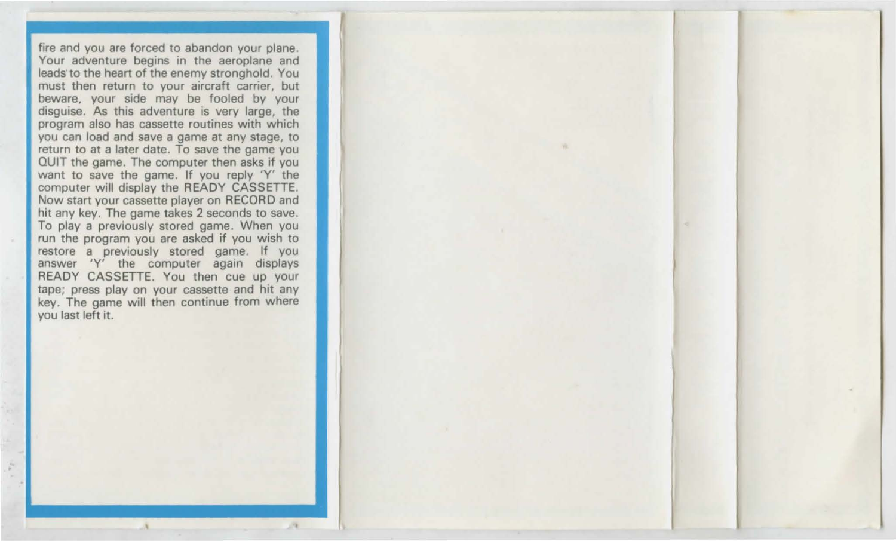fire and you are forced to abandon your plane. Your adventure begins in the aeroplane and leads to the heart of the enemy stronghold. You must then return to your aircraft carrier, but beware, your side may be fooled by your disguise. As this adventure is very large, the program also has cassette routines with which you can load and save a game at any stage, to return to at a later date. To save the game you QUIT the game. The computer then asks if you want to save the game. If you reply 'Y' the computer will display the READY CASSETTE. Now start your cassette player on RECORD and hit any key. The game takes 2 seconds to save. To play a previously stored game. When you run the program you are asked if you wish to restore a previously stored game. If you answer 'Y' the computer again displays READY CASSETTE. You then cue up your tape; press play on your cassette and hit any key. The game will then continue from where you last left it.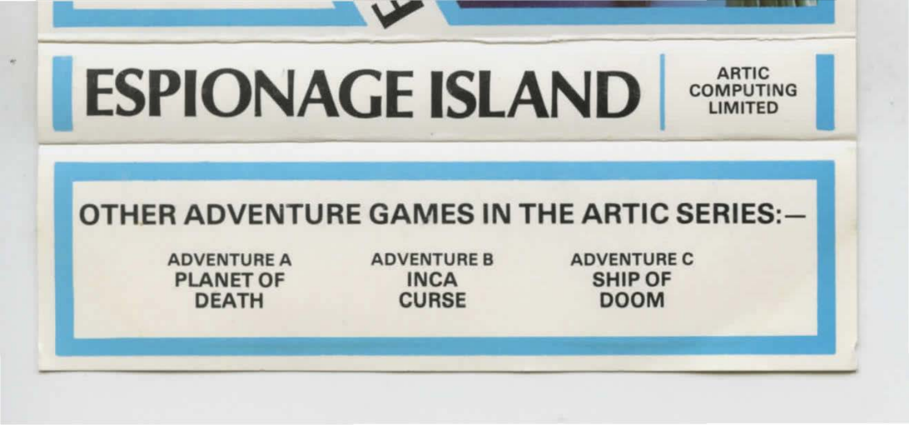# ESPIONAGE ISLAND

ARTIC COMPUTING LIMITED

## OTHER ADVENTURE GAMES IN THE ARTIC SERIES:—

| | | |
|---|---|---|
| ADVENTURE A | ADVENTURE B | ADVENTURE C |
| PLANET OF DEATH | INCA CURSE | SHIP OF DOOM |